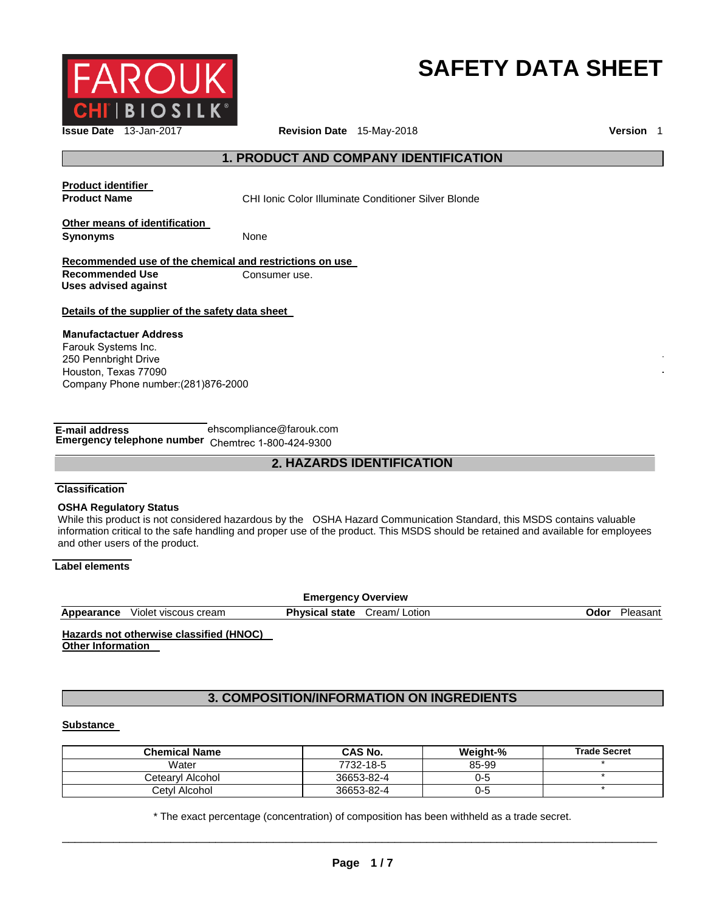FAROUK CHI | BIOSILK

# SAFETY DATA SHEET

**Issue Date** 13-Jan-2017 **Revision Date** 15-May-2018 **Version** 1

## 1. PRODUCT AND COMPANY IDENTIFICATION

**Product identifier**

**Product Name** CHI Ionic Color Illuminate Conditioner Silver Blonde

**Other means of identification**

**Synonyms** None

**Recommended use of the chemical and restrictions on use**

**Recommended Use** Consumer use.

**Uses advised against**

**Details of the supplier of the safety data sheet**

**Manufactactuer Address**
Farouk Systems Inc.
250 Pennbright Drive
Houston, Texas 77090
Company Phone number:(281)876-2000

**E-mail address** ehscompliance@farouk.com
**Emergency telephone number** Chemtrec 1-800-424-9300

## 2. HAZARDS IDENTIFICATION

**Classification**

**OSHA Regulatory Status**
While this product is not considered hazardous by the OSHA Hazard Communication Standard, this MSDS contains valuable information critical to the safe handling and proper use of the product. This MSDS should be retained and available for employees and other users of the product.

**Label elements**

**Emergency Overview**

**Appearance** Violet viscous cream **Physical state** Cream/ Lotion **Odor** Pleasant

**Hazards not otherwise classified (HNOC)**
**Other Information**

## 3. COMPOSITION/INFORMATION ON INGREDIENTS

**Substance**

| Chemical Name | CAS No. | Weight-% | Trade Secret |
|---|---|---|---|
| Water | 7732-18-5 | 85-99 | * |
| Cetearyl Alcohol | 36653-82-4 | 0-5 | * |
| Cetyl Alcohol | 36653-82-4 | 0-5 | * |

* The exact percentage (concentration) of composition has been withheld as a trade secret.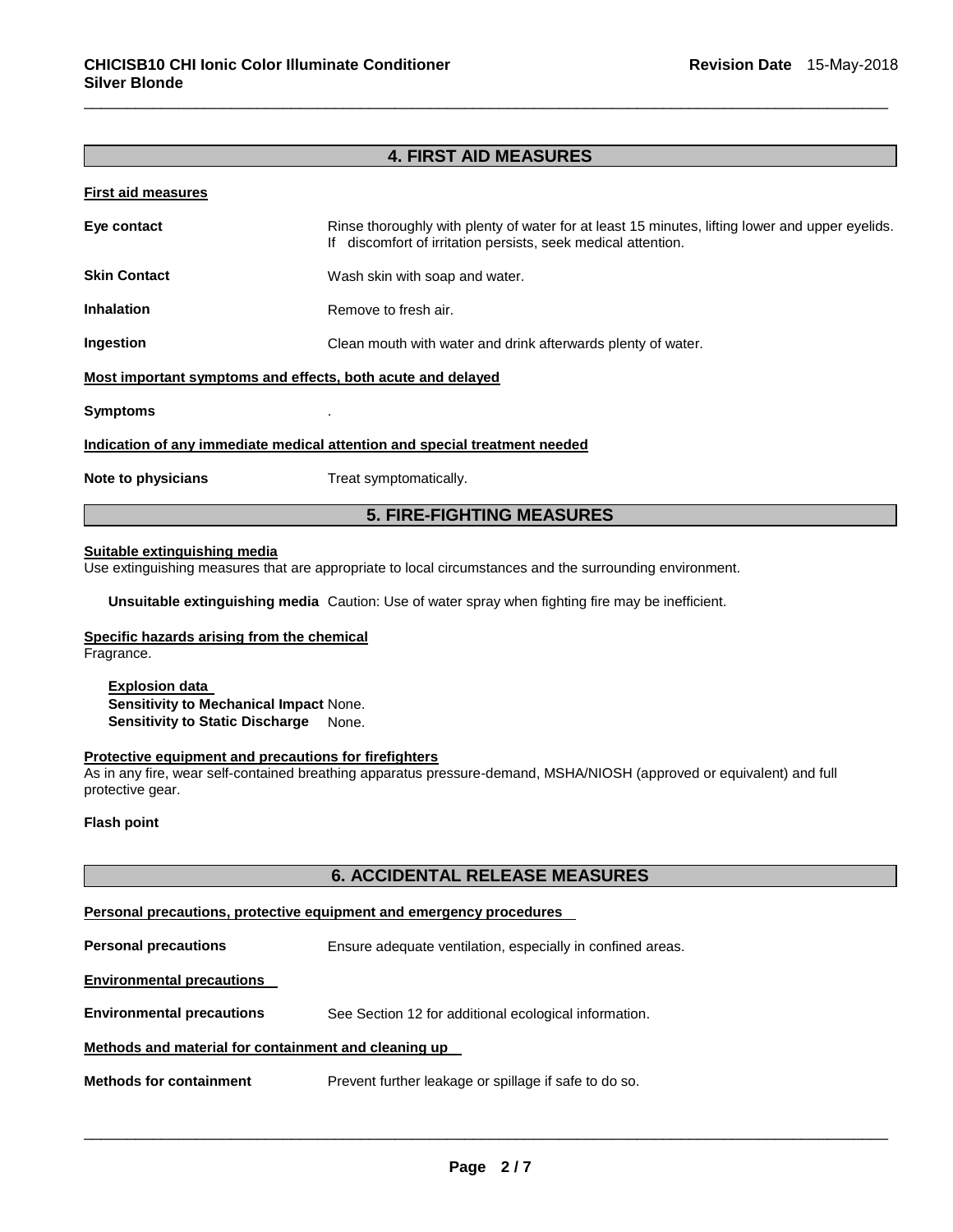## 4. FIRST AID MEASURES

**First aid measures**

| | |
|---|---|
| **Eye contact** | Rinse thoroughly with plenty of water for at least 15 minutes, lifting lower and upper eyelids. If discomfort of irritation persists, seek medical attention. |
| **Skin Contact** | Wash skin with soap and water. |
| **Inhalation** | Remove to fresh air. |
| **Ingestion** | Clean mouth with water and drink afterwards plenty of water. |

**Most important symptoms and effects, both acute and delayed**

| | |
|---|---|
| **Symptoms** | . |

**Indication of any immediate medical attention and special treatment needed**

| | |
|---|---|
| **Note to physicians** | Treat symptomatically. |

## 5. FIRE-FIGHTING MEASURES

**Suitable extinguishing media**
Use extinguishing measures that are appropriate to local circumstances and the surrounding environment.

**Unsuitable extinguishing media** Caution: Use of water spray when fighting fire may be inefficient.

**Specific hazards arising from the chemical**
Fragrance.

**Explosion data**
**Sensitivity to Mechanical Impact** None.
**Sensitivity to Static Discharge** None.

**Protective equipment and precautions for firefighters**
As in any fire, wear self-contained breathing apparatus pressure-demand, MSHA/NIOSH (approved or equivalent) and full protective gear.

**Flash point**

## 6. ACCIDENTAL RELEASE MEASURES

**Personal precautions, protective equipment and emergency procedures**

| | |
|---|---|
| **Personal precautions** | Ensure adequate ventilation, especially in confined areas. |

**Environmental precautions**

| | |
|---|---|
| **Environmental precautions** | See Section 12 for additional ecological information. |

**Methods and material for containment and cleaning up**

| | |
|---|---|
| **Methods for containment** | Prevent further leakage or spillage if safe to do so. |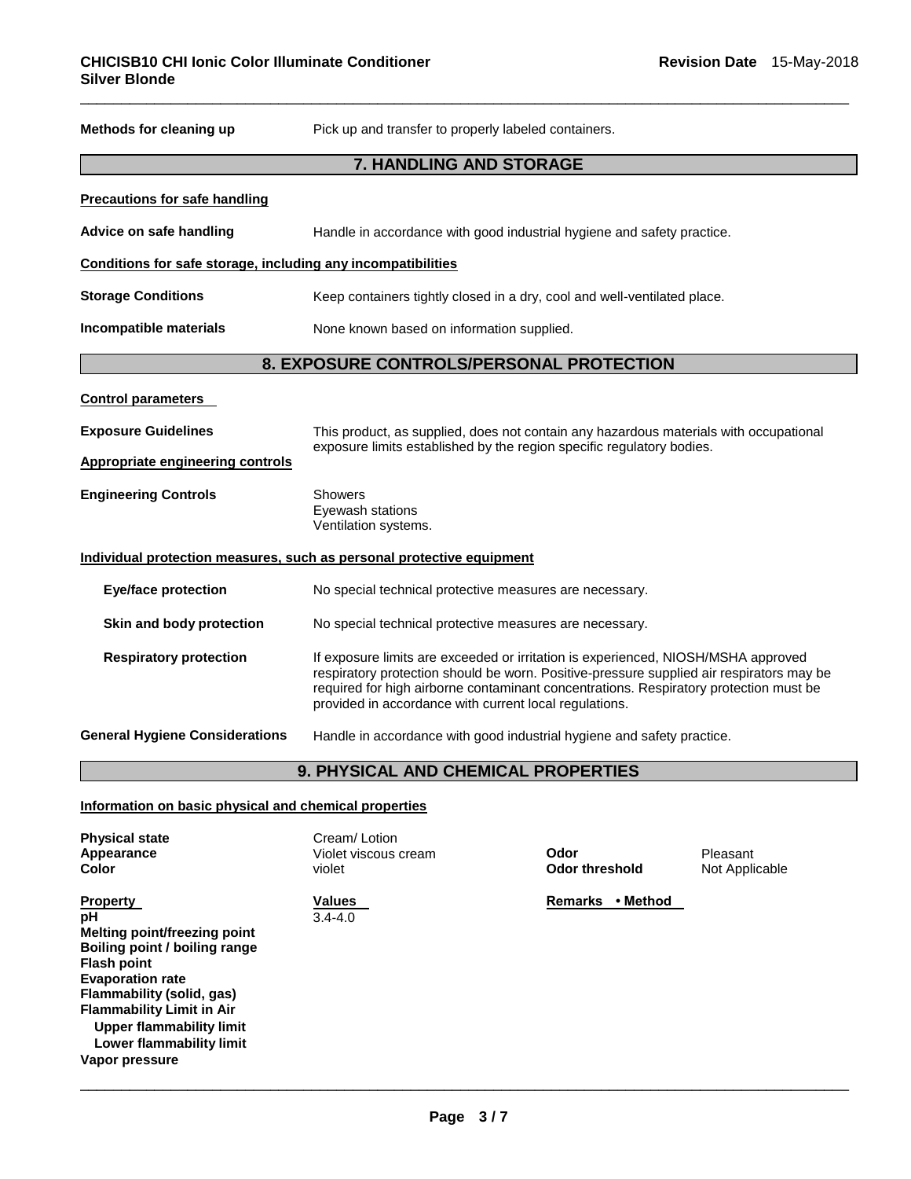**Methods for cleaning up** Pick up and transfer to properly labeled containers.

## 7. HANDLING AND STORAGE

**Precautions for safe handling**

**Advice on safe handling** Handle in accordance with good industrial hygiene and safety practice.

**Conditions for safe storage, including any incompatibilities**

**Storage Conditions** Keep containers tightly closed in a dry, cool and well-ventilated place.

**Incompatible materials** None known based on information supplied.

## 8. EXPOSURE CONTROLS/PERSONAL PROTECTION

**Control parameters**

**Exposure Guidelines** This product, as supplied, does not contain any hazardous materials with occupational exposure limits established by the region specific regulatory bodies.

**Appropriate engineering controls**

**Engineering Controls** Showers
Eyewash stations
Ventilation systems.

**Individual protection measures, such as personal protective equipment**

**Eye/face protection** No special technical protective measures are necessary.

**Skin and body protection** No special technical protective measures are necessary.

**Respiratory protection** If exposure limits are exceeded or irritation is experienced, NIOSH/MSHA approved respiratory protection should be worn. Positive-pressure supplied air respirators may be required for high airborne contaminant concentrations. Respiratory protection must be provided in accordance with current local regulations.

**General Hygiene Considerations** Handle in accordance with good industrial hygiene and safety practice.

## 9. PHYSICAL AND CHEMICAL PROPERTIES

**Information on basic physical and chemical properties**

| | | | |
|---|---|---|---|
| **Physical state** | Cream/ Lotion | | |
| **Appearance** | Violet viscous cream | **Odor** | Pleasant |
| **Color** | violet | **Odor threshold** | Not Applicable |

| **Property** | **Values** | **Remarks • Method** |
|---|---|---|
| **pH** | 3.4-4.0 | |
| **Melting point/freezing point** | | |
| **Boiling point / boiling range** | | |
| **Flash point** | | |
| **Evaporation rate** | | |
| **Flammability (solid, gas)** | | |
| **Flammability Limit in Air** | | |
| **Upper flammability limit** | | |
| **Lower flammability limit** | | |
| **Vapor pressure** | | |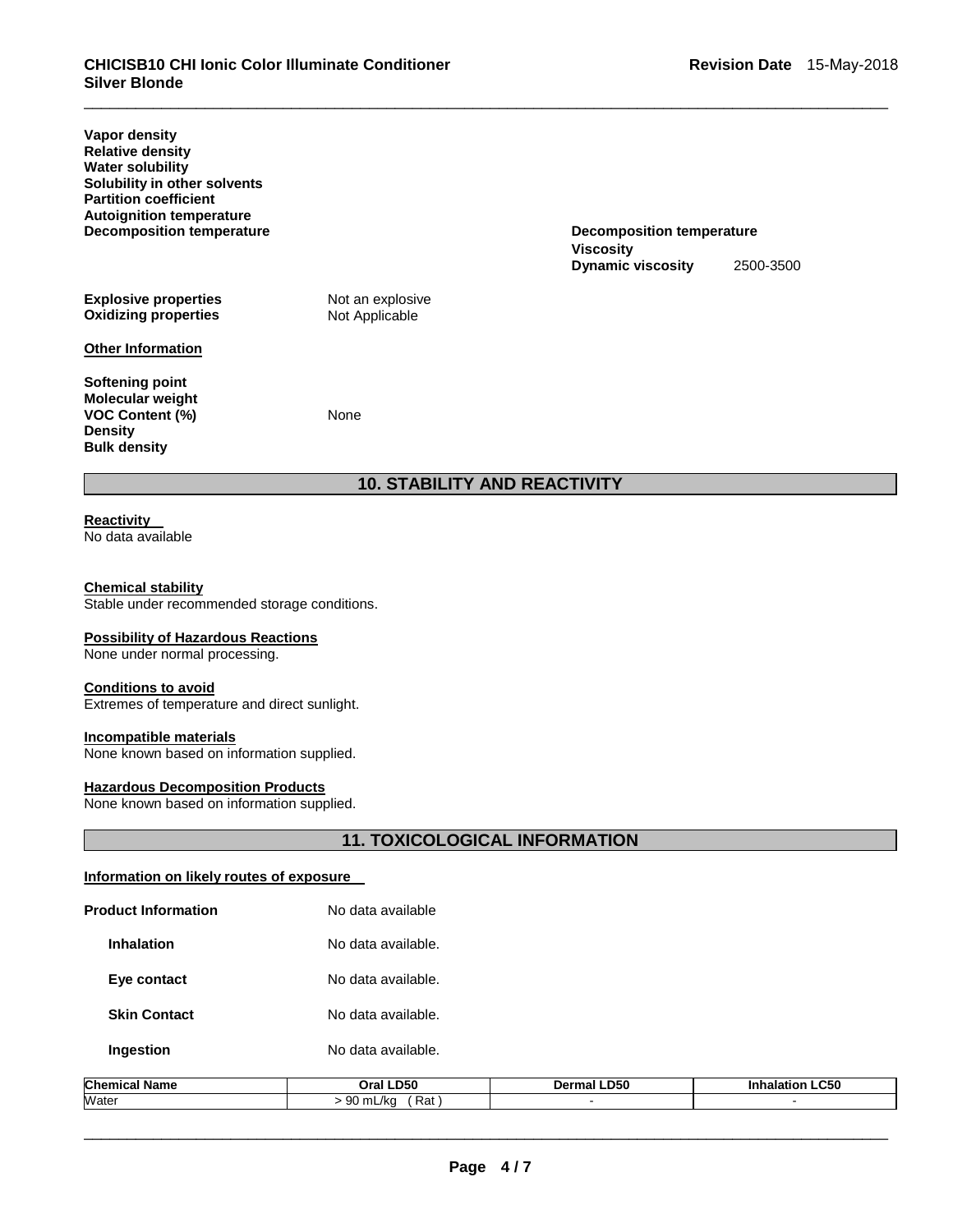**Vapor density**
**Relative density**
**Water solubility**
**Solubility in other solvents**
**Partition coefficient**
**Autoignition temperature**
**Decomposition temperature**

**Decomposition temperature**
**Viscosity**
**Dynamic viscosity** 2500-3500

**Explosive properties** Not an explosive
**Oxidizing properties** Not Applicable

**Other Information**

**Softening point**
**Molecular weight**
**VOC Content (%)** None
**Density**
**Bulk density**

## 10. STABILITY AND REACTIVITY

**Reactivity**
No data available

**Chemical stability**
Stable under recommended storage conditions.

**Possibility of Hazardous Reactions**
None under normal processing.

**Conditions to avoid**
Extremes of temperature and direct sunlight.

**Incompatible materials**
None known based on information supplied.

**Hazardous Decomposition Products**
None known based on information supplied.

## 11. TOXICOLOGICAL INFORMATION

**Information on likely routes of exposure**

**Product Information** No data available

**Inhalation** No data available.

**Eye contact** No data available.

**Skin Contact** No data available.

**Ingestion** No data available.

| Chemical Name | Oral LD50 | Dermal LD50 | Inhalation LC50 |
|---|---|---|---|
| Water | > 90 mL/kg ( Rat ) | - | - |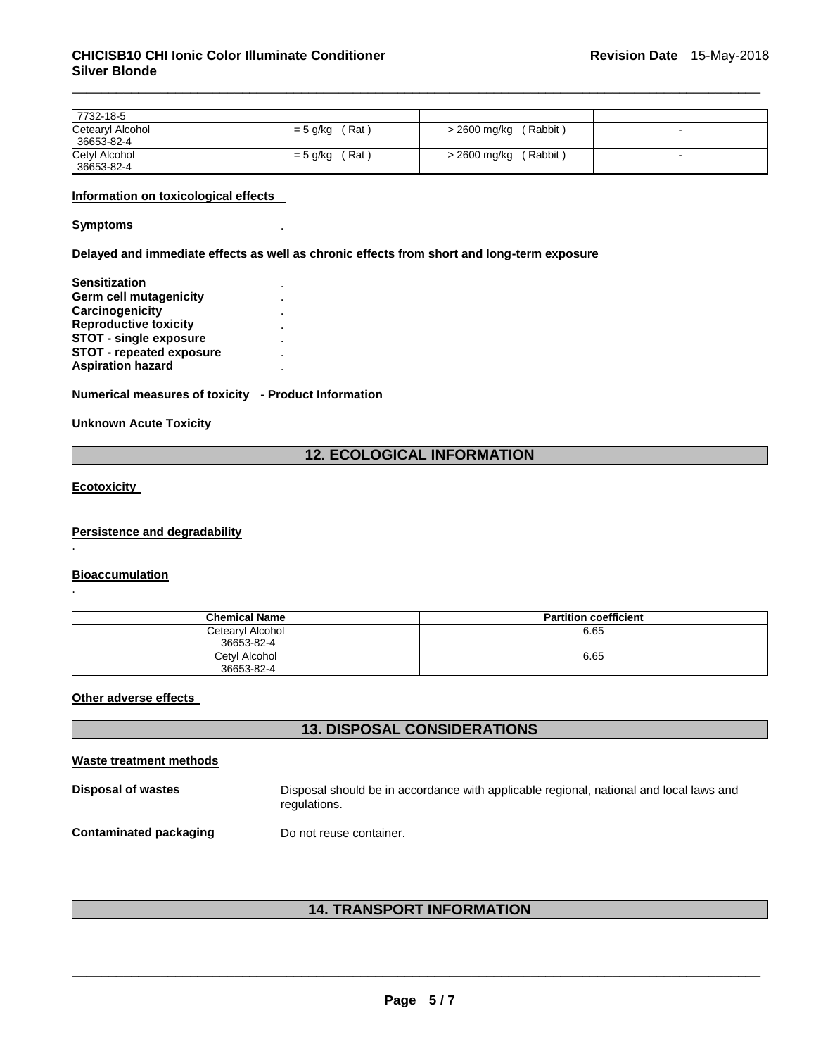| 7732-18-5 | | | |
|---|---|---|---|
| Cetearyl Alcohol 36653-82-4 | = 5 g/kg ( Rat ) | > 2600 mg/kg ( Rabbit ) | - |
| Cetyl Alcohol 36653-82-4 | = 5 g/kg ( Rat ) | > 2600 mg/kg ( Rabbit ) | - |

**Information on toxicological effects**

**Symptoms** .

**Delayed and immediate effects as well as chronic effects from short and long-term exposure**

**Sensitization** .
**Germ cell mutagenicity** .
**Carcinogenicity** .
**Reproductive toxicity** .
**STOT - single exposure** .
**STOT - repeated exposure** .
**Aspiration hazard** .

**Numerical measures of toxicity - Product Information**

**Unknown Acute Toxicity**

## 12. ECOLOGICAL INFORMATION

**Ecotoxicity**

**Persistence and degradability**

.

**Bioaccumulation**

.

| Chemical Name | Partition coefficient |
|---|---|
| Cetearyl Alcohol 36653-82-4 | 6.65 |
| Cetyl Alcohol 36653-82-4 | 6.65 |

**Other adverse effects**

## 13. DISPOSAL CONSIDERATIONS

**Waste treatment methods**

**Disposal of wastes** Disposal should be in accordance with applicable regional, national and local laws and regulations.

**Contaminated packaging** Do not reuse container.

## 14. TRANSPORT INFORMATION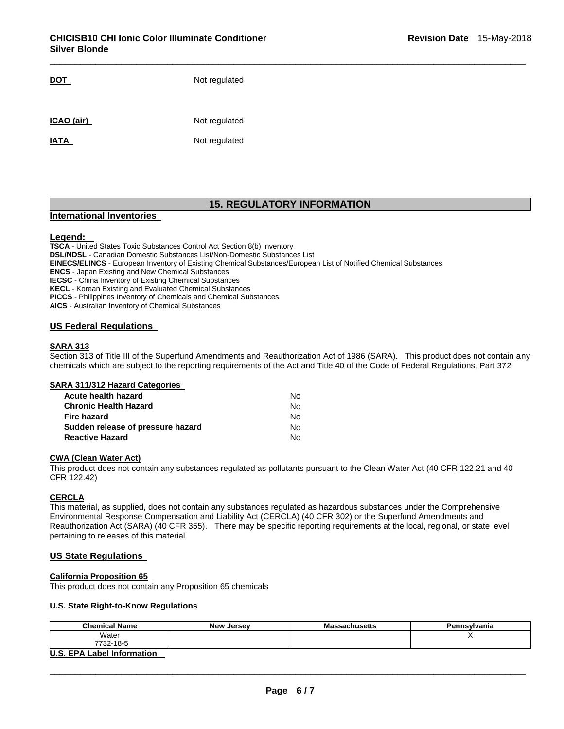| | |
|---|---|
| **DOT** | Not regulated |
| **ICAO (air)** | Not regulated |
| **IATA** | Not regulated |

## 15. REGULATORY INFORMATION

### International Inventories

**Legend:**

**TSCA** - United States Toxic Substances Control Act Section 8(b) Inventory
**DSL/NDSL** - Canadian Domestic Substances List/Non-Domestic Substances List
**EINECS/ELINCS** - European Inventory of Existing Chemical Substances/European List of Notified Chemical Substances
**ENCS** - Japan Existing and New Chemical Substances
**IECSC** - China Inventory of Existing Chemical Substances
**KECL** - Korean Existing and Evaluated Chemical Substances
**PICCS** - Philippines Inventory of Chemicals and Chemical Substances
**AICS** - Australian Inventory of Chemical Substances

### US Federal Regulations

**SARA 313**

Section 313 of Title III of the Superfund Amendments and Reauthorization Act of 1986 (SARA). This product does not contain any chemicals which are subject to the reporting requirements of the Act and Title 40 of the Code of Federal Regulations, Part 372

**SARA 311/312 Hazard Categories**

| | |
|---|---|
| **Acute health hazard** | No |
| **Chronic Health Hazard** | No |
| **Fire hazard** | No |
| **Sudden release of pressure hazard** | No |
| **Reactive Hazard** | No |

**CWA (Clean Water Act)**

This product does not contain any substances regulated as pollutants pursuant to the Clean Water Act (40 CFR 122.21 and 40 CFR 122.42)

**CERCLA**

This material, as supplied, does not contain any substances regulated as hazardous substances under the Comprehensive Environmental Response Compensation and Liability Act (CERCLA) (40 CFR 302) or the Superfund Amendments and Reauthorization Act (SARA) (40 CFR 355). There may be specific reporting requirements at the local, regional, or state level pertaining to releases of this material

### US State Regulations

**California Proposition 65**

This product does not contain any Proposition 65 chemicals

**U.S. State Right-to-Know Regulations**

| Chemical Name | New Jersey | Massachusetts | Pennsylvania |
|---|---|---|---|
| Water<br>7732-18-5 | | | X |

**U.S. EPA Label Information**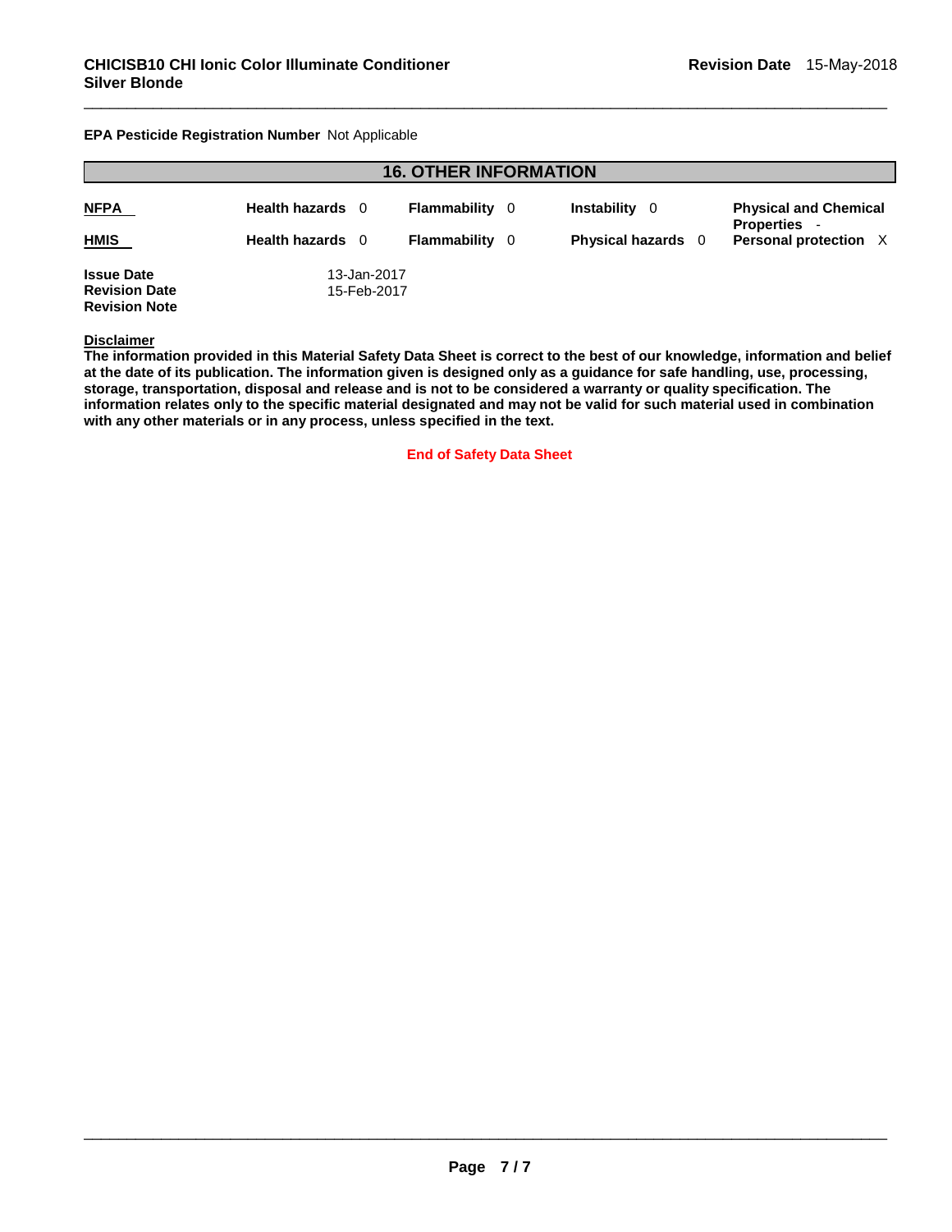**EPA Pesticide Registration Number** Not Applicable

## 16. OTHER INFORMATION

| | | | | |
|---|---|---|---|---|
| **NFPA** | **Health hazards** 0 | **Flammability** 0 | **Instability** 0 | **Physical and Chemical Properties** - |
| **HMIS** | **Health hazards** 0 | **Flammability** 0 | **Physical hazards** 0 | **Personal protection** X |

**Issue Date** 13-Jan-2017
**Revision Date** 15-Feb-2017
**Revision Note**

**Disclaimer**

**The information provided in this Material Safety Data Sheet is correct to the best of our knowledge, information and belief at the date of its publication. The information given is designed only as a guidance for safe handling, use, processing, storage, transportation, disposal and release and is not to be considered a warranty or quality specification. The information relates only to the specific material designated and may not be valid for such material used in combination with any other materials or in any process, unless specified in the text.**

**End of Safety Data Sheet**